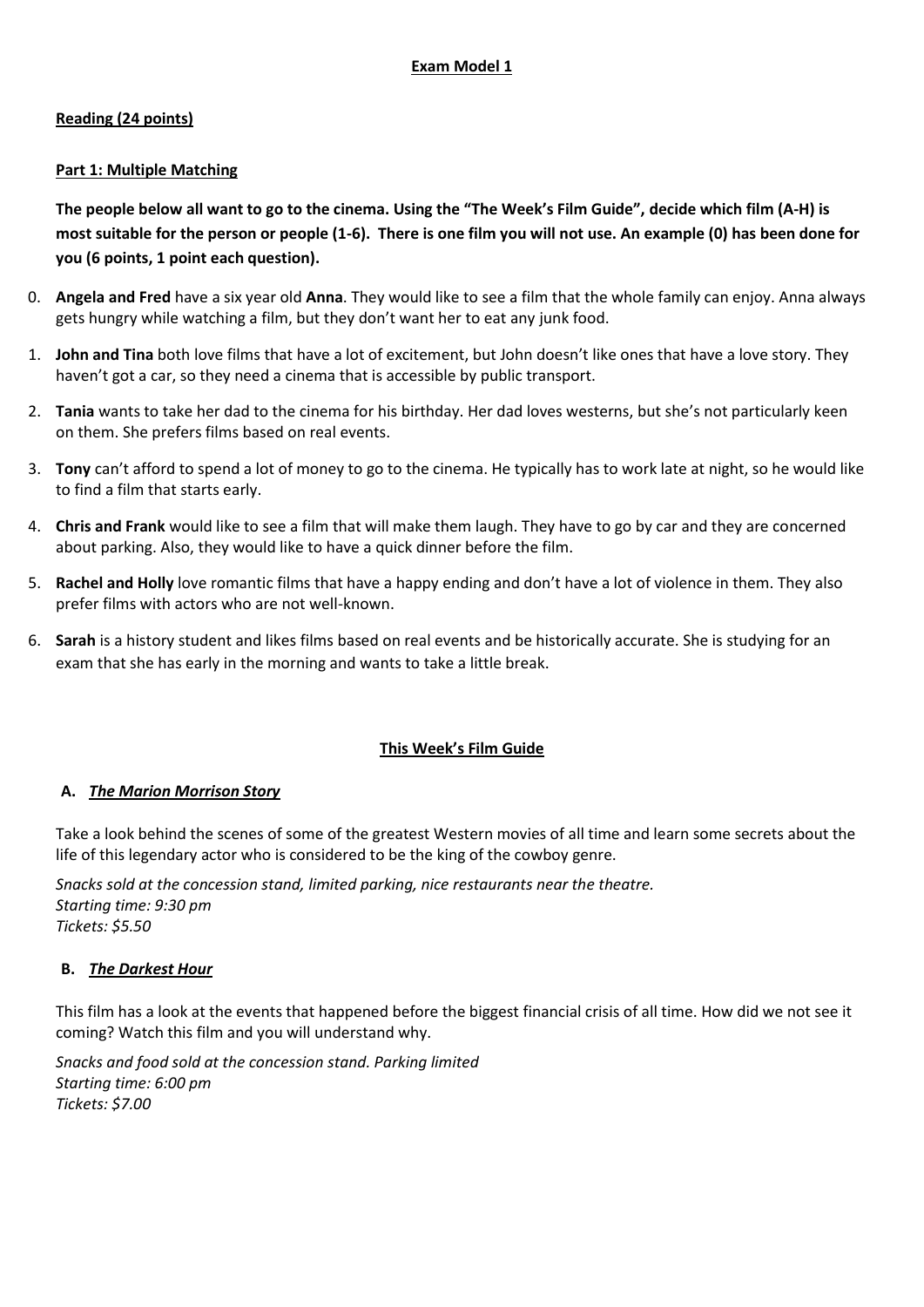**Exam Model 1**

**Reading (24 points)**

**Part 1: Multiple Matching**

**The people below all want to go to the cinema. Using the "The Week's Film Guide", decide which film (A-H) is most suitable for the person or people (1-6). There is one film you will not use. An example (0) has been done for you (6 points, 1 point each question).**

0. **Angela and Fred** have a six year old **Anna**. They would like to see a film that the whole family can enjoy. Anna always gets hungry while watching a film, but they don't want her to eat any junk food.
1. **John and Tina** both love films that have a lot of excitement, but John doesn't like ones that have a love story. They haven't got a car, so they need a cinema that is accessible by public transport.
2. **Tania** wants to take her dad to the cinema for his birthday. Her dad loves westerns, but she's not particularly keen on them. She prefers films based on real events.
3. **Tony** can't afford to spend a lot of money to go to the cinema. He typically has to work late at night, so he would like to find a film that starts early.
4. **Chris and Frank** would like to see a film that will make them laugh. They have to go by car and they are concerned about parking. Also, they would like to have a quick dinner before the film.
5. **Rachel and Holly** love romantic films that have a happy ending and don't have a lot of violence in them. They also prefer films with actors who are not well-known.
6. **Sarah** is a history student and likes films based on real events and be historically accurate. She is studying for an exam that she has early in the morning and wants to take a little break.

**This Week's Film Guide**

**A. *The Marion Morrison Story***

Take a look behind the scenes of some of the greatest Western movies of all time and learn some secrets about the life of this legendary actor who is considered to be the king of the cowboy genre.

*Snacks sold at the concession stand, limited parking, nice restaurants near the theatre.*
*Starting time: 9:30 pm*
*Tickets: $5.50*

**B. *The Darkest Hour***

This film has a look at the events that happened before the biggest financial crisis of all time. How did we not see it coming? Watch this film and you will understand why.

*Snacks and food sold at the concession stand. Parking limited*
*Starting time: 6:00 pm*
*Tickets: $7.00*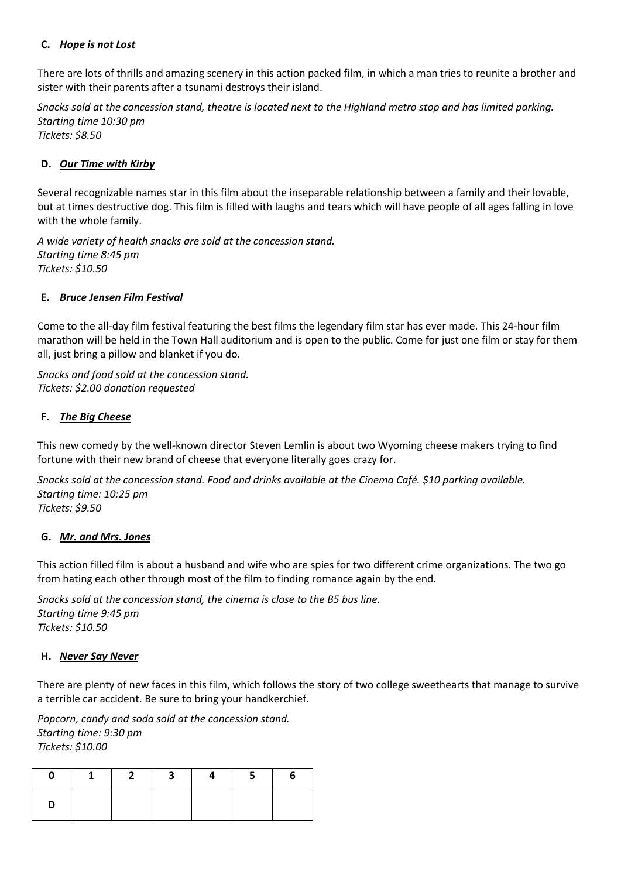**C.** ***Hope is not Lost***

There are lots of thrills and amazing scenery in this action packed film, in which a man tries to reunite a brother and sister with their parents after a tsunami destroys their island.

*Snacks sold at the concession stand, theatre is located next to the Highland metro stop and has limited parking.*
*Starting time 10:30 pm*
*Tickets: $8.50*

**D.** ***Our Time with Kirby***

Several recognizable names star in this film about the inseparable relationship between a family and their lovable, but at times destructive dog. This film is filled with laughs and tears which will have people of all ages falling in love with the whole family.

*A wide variety of health snacks are sold at the concession stand.*
*Starting time 8:45 pm*
*Tickets: $10.50*

**E.** ***Bruce Jensen Film Festival***

Come to the all-day film festival featuring the best films the legendary film star has ever made. This 24-hour film marathon will be held in the Town Hall auditorium and is open to the public. Come for just one film or stay for them all, just bring a pillow and blanket if you do.

*Snacks and food sold at the concession stand.*
*Tickets: $2.00 donation requested*

**F.** ***The Big Cheese***

This new comedy by the well-known director Steven Lemlin is about two Wyoming cheese makers trying to find fortune with their new brand of cheese that everyone literally goes crazy for.

*Snacks sold at the concession stand. Food and drinks available at the Cinema Café. $10 parking available.*
*Starting time: 10:25 pm*
*Tickets: $9.50*

**G.** ***Mr. and Mrs. Jones***

This action filled film is about a husband and wife who are spies for two different crime organizations. The two go from hating each other through most of the film to finding romance again by the end.

*Snacks sold at the concession stand, the cinema is close to the B5 bus line.*
*Starting time 9:45 pm*
*Tickets: $10.50*

**H.** ***Never Say Never***

There are plenty of new faces in this film, which follows the story of two college sweethearts that manage to survive a terrible car accident. Be sure to bring your handkerchief.

*Popcorn, candy and soda sold at the concession stand.*
*Starting time: 9:30 pm*
*Tickets: $10.00*

| 0 | 1 | 2 | 3 | 4 | 5 | 6 |
|---|---|---|---|---|---|---|
| D | | | | | | |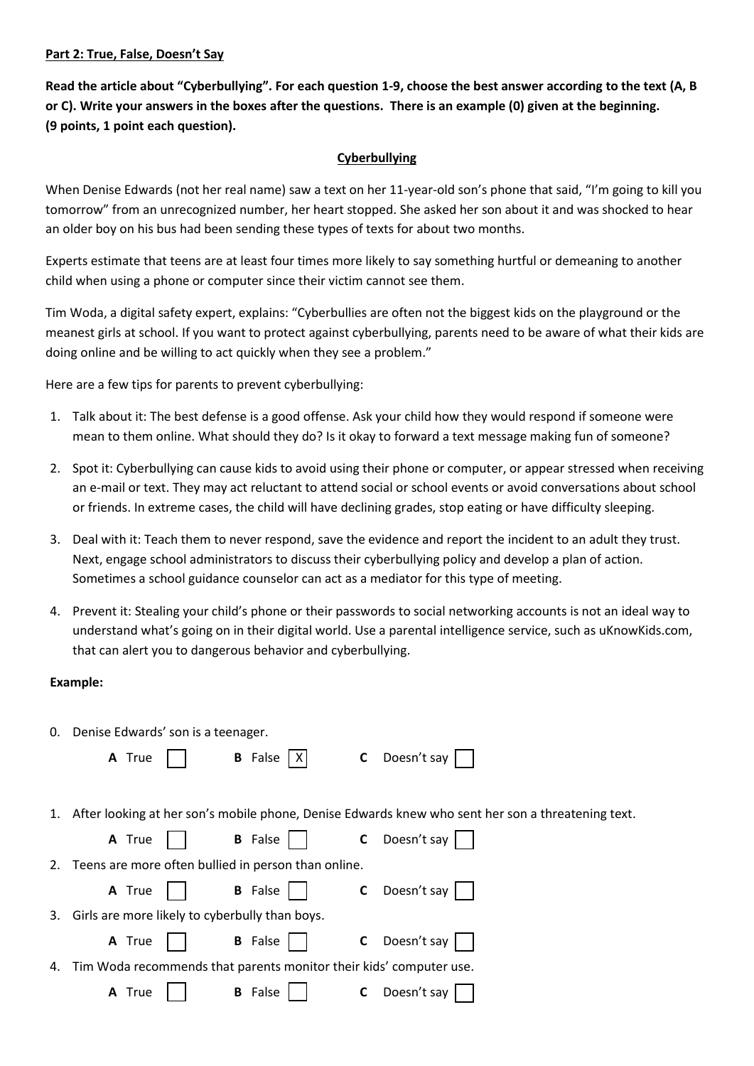**Part 2: True, False, Doesn't Say**

**Read the article about "Cyberbullying". For each question 1-9, choose the best answer according to the text (A, B or C). Write your answers in the boxes after the questions. There is an example (0) given at the beginning. (9 points, 1 point each question).**

**Cyberbullying**

When Denise Edwards (not her real name) saw a text on her 11-year-old son's phone that said, "I'm going to kill you tomorrow" from an unrecognized number, her heart stopped. She asked her son about it and was shocked to hear an older boy on his bus had been sending these types of texts for about two months.

Experts estimate that teens are at least four times more likely to say something hurtful or demeaning to another child when using a phone or computer since their victim cannot see them.

Tim Woda, a digital safety expert, explains: "Cyberbullies are often not the biggest kids on the playground or the meanest girls at school. If you want to protect against cyberbullying, parents need to be aware of what their kids are doing online and be willing to act quickly when they see a problem."

Here are a few tips for parents to prevent cyberbullying:

1. Talk about it: The best defense is a good offense. Ask your child how they would respond if someone were mean to them online. What should they do? Is it okay to forward a text message making fun of someone?
2. Spot it: Cyberbullying can cause kids to avoid using their phone or computer, or appear stressed when receiving an e-mail or text. They may act reluctant to attend social or school events or avoid conversations about school or friends. In extreme cases, the child will have declining grades, stop eating or have difficulty sleeping.
3. Deal with it: Teach them to never respond, save the evidence and report the incident to an adult they trust. Next, engage school administrators to discuss their cyberbullying policy and develop a plan of action. Sometimes a school guidance counselor can act as a mediator for this type of meeting.
4. Prevent it: Stealing your child's phone or their passwords to social networking accounts is not an ideal way to understand what's going on in their digital world. Use a parental intelligence service, such as uKnowKids.com, that can alert you to dangerous behavior and cyberbullying.

**Example:**

0. Denise Edwards' son is a teenager.

   **A** True [ ] **B** False [X] **C** Doesn't say [ ]

1. After looking at her son's mobile phone, Denise Edwards knew who sent her son a threatening text.

   **A** True [ ] **B** False [ ] **C** Doesn't say [ ]

2. Teens are more often bullied in person than online.

   **A** True [ ] **B** False [ ] **C** Doesn't say [ ]

3. Girls are more likely to cyberbully than boys.

   **A** True [ ] **B** False [ ] **C** Doesn't say [ ]

4. Tim Woda recommends that parents monitor their kids' computer use.

   **A** True [ ] **B** False [ ] **C** Doesn't say [ ]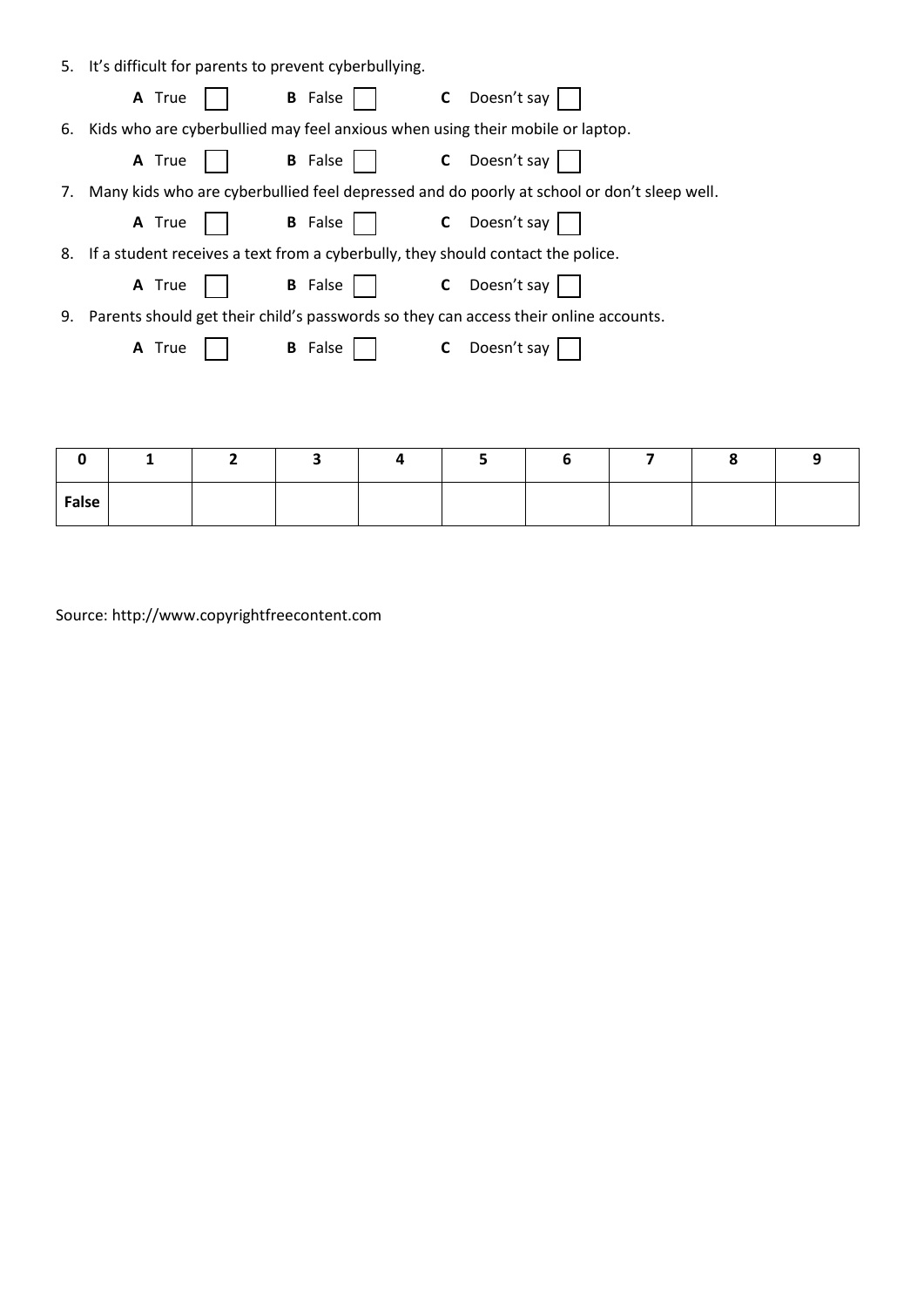5. It's difficult for parents to prevent cyberbullying.

   **A** True ☐ **B** False ☐ **C** Doesn't say ☐

6. Kids who are cyberbullied may feel anxious when using their mobile or laptop.

   **A** True ☐ **B** False ☐ **C** Doesn't say ☐

7. Many kids who are cyberbullied feel depressed and do poorly at school or don't sleep well.

   **A** True ☐ **B** False ☐ **C** Doesn't say ☐

8. If a student receives a text from a cyberbully, they should contact the police.

   **A** True ☐ **B** False ☐ **C** Doesn't say ☐

9. Parents should get their child's passwords so they can access their online accounts.

   **A** True ☐ **B** False ☐ **C** Doesn't say ☐

| 0 | 1 | 2 | 3 | 4 | 5 | 6 | 7 | 8 | 9 |
|---|---|---|---|---|---|---|---|---|---|
| **False** | | | | | | | | | |

Source: http://www.copyrightfreecontent.com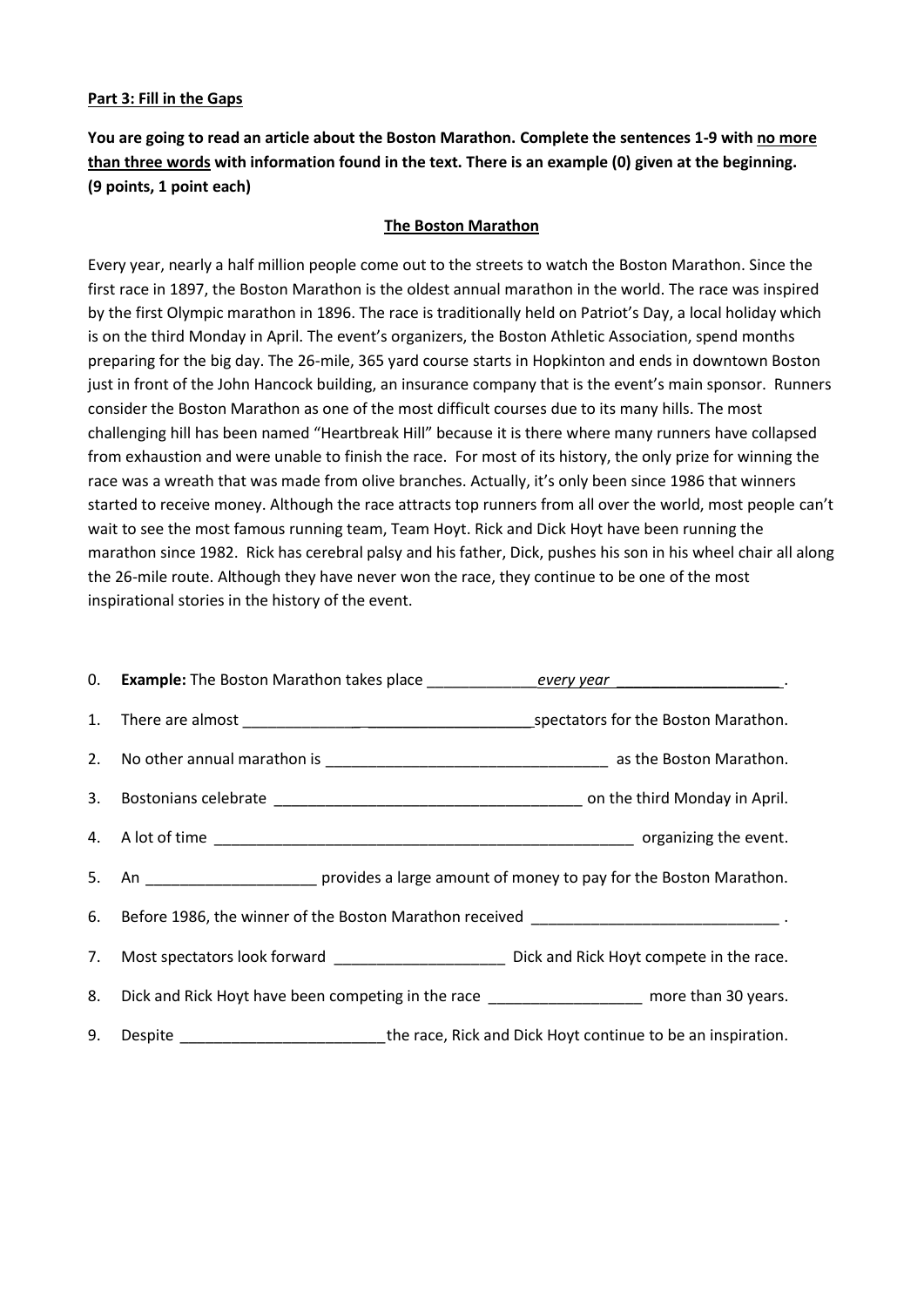**Part 3: Fill in the Gaps**

**You are going to read an article about the Boston Marathon. Complete the sentences 1-9 with no more than three words with information found in the text. There is an example (0) given at the beginning. (9 points, 1 point each)**

**The Boston Marathon**

Every year, nearly a half million people come out to the streets to watch the Boston Marathon. Since the first race in 1897, the Boston Marathon is the oldest annual marathon in the world. The race was inspired by the first Olympic marathon in 1896. The race is traditionally held on Patriot's Day, a local holiday which is on the third Monday in April. The event's organizers, the Boston Athletic Association, spend months preparing for the big day. The 26-mile, 365 yard course starts in Hopkinton and ends in downtown Boston just in front of the John Hancock building, an insurance company that is the event's main sponsor. Runners consider the Boston Marathon as one of the most difficult courses due to its many hills. The most challenging hill has been named "Heartbreak Hill" because it is there where many runners have collapsed from exhaustion and were unable to finish the race. For most of its history, the only prize for winning the race was a wreath that was made from olive branches. Actually, it's only been since 1986 that winners started to receive money. Although the race attracts top runners from all over the world, most people can't wait to see the most famous running team, Team Hoyt. Rick and Dick Hoyt have been running the marathon since 1982. Rick has cerebral palsy and his father, Dick, pushes his son in his wheel chair all along the 26-mile route. Although they have never won the race, they continue to be one of the most inspirational stories in the history of the event.

0. **Example:** The Boston Marathon takes place _____________*every year* ___________________.
1. There are almost ______________________________________spectators for the Boston Marathon.
2. No other annual marathon is _________________________________ as the Boston Marathon.
3. Bostonians celebrate ____________________________________ on the third Monday in April.
4. A lot of time __________________________________________________ organizing the event.
5. An ____________________ provides a large amount of money to pay for the Boston Marathon.
6. Before 1986, the winner of the Boston Marathon received _____________________________ .
7. Most spectators look forward ____________________ Dick and Rick Hoyt compete in the race.
8. Dick and Rick Hoyt have been competing in the race __________________ more than 30 years.
9. Despite ________________________the race, Rick and Dick Hoyt continue to be an inspiration.